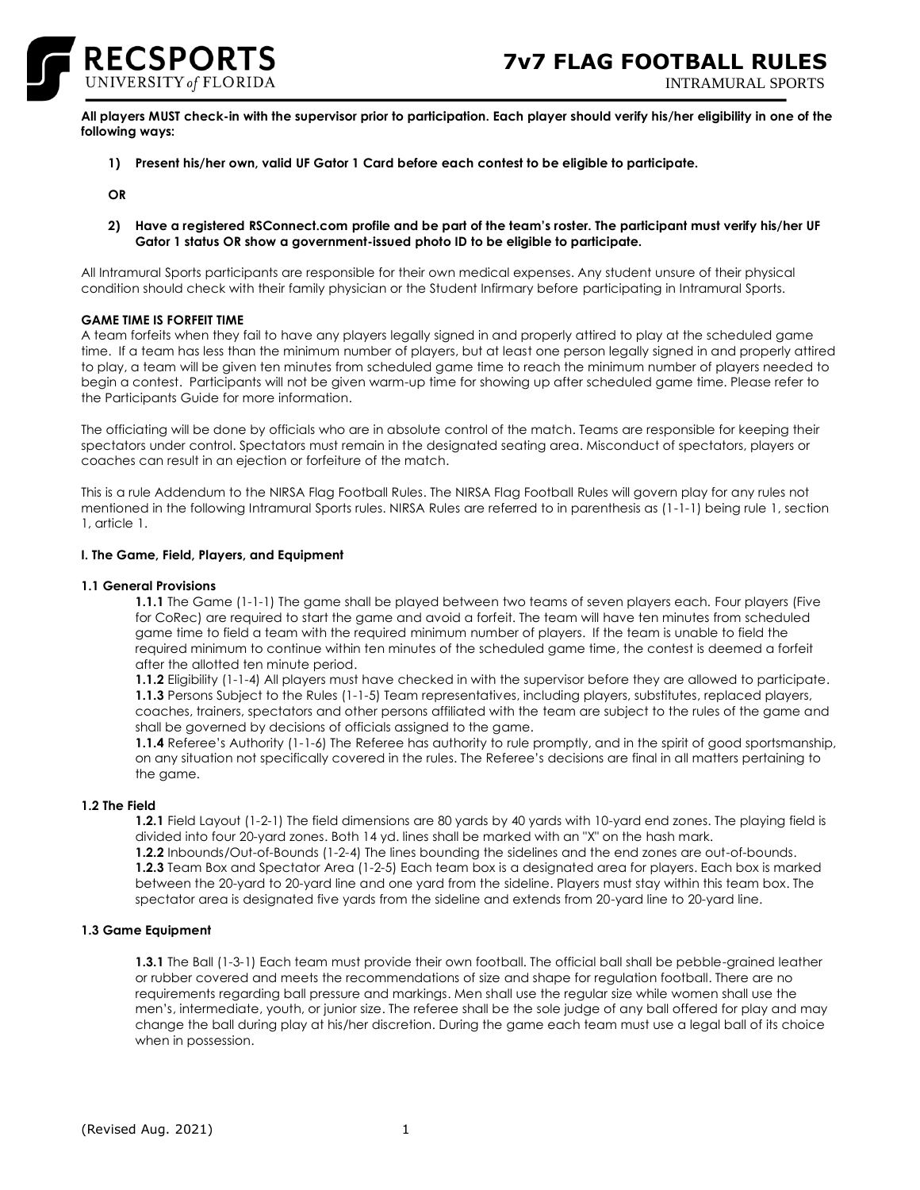# 7v7 FLAG FOOTBALL RULES

INTRAMURAL SPORTS

**All players MUST check-in with the supervisor prior to participation. Each player should verify his/her eligibility in one of the following ways:**

**1) Present his/her own, valid UF Gator 1 Card before each contest to be eligible to participate.**

**OR**

**2) Have a registered RSConnect.com profile and be part of the team's roster. The participant must verify his/her UF Gator 1 status OR show a government-issued photo ID to be eligible to participate.**

All Intramural Sports participants are responsible for their own medical expenses. Any student unsure of their physical condition should check with their family physician or the Student Infirmary before participating in Intramural Sports.

**GAME TIME IS FORFEIT TIME**

A team forfeits when they fail to have any players legally signed in and properly attired to play at the scheduled game time. If a team has less than the minimum number of players, but at least one person legally signed in and properly attired to play, a team will be given ten minutes from scheduled game time to reach the minimum number of players needed to begin a contest. Participants will not be given warm-up time for showing up after scheduled game time. Please refer to the Participants Guide for more information.

The officiating will be done by officials who are in absolute control of the match. Teams are responsible for keeping their spectators under control. Spectators must remain in the designated seating area. Misconduct of spectators, players or coaches can result in an ejection or forfeiture of the match.

This is a rule Addendum to the NIRSA Flag Football Rules. The NIRSA Flag Football Rules will govern play for any rules not mentioned in the following Intramural Sports rules. NIRSA Rules are referred to in parenthesis as (1-1-1) being rule 1, section 1, article 1.

## I. The Game, Field, Players, and Equipment

### 1.1 General Provisions

**1.1.1** The Game (1-1-1) The game shall be played between two teams of seven players each. Four players (Five for CoRec) are required to start the game and avoid a forfeit. The team will have ten minutes from scheduled game time to field a team with the required minimum number of players. If the team is unable to field the required minimum to continue within ten minutes of the scheduled game time, the contest is deemed a forfeit after the allotted ten minute period.

**1.1.2** Eligibility (1-1-4) All players must have checked in with the supervisor before they are allowed to participate.

**1.1.3** Persons Subject to the Rules (1-1-5) Team representatives, including players, substitutes, replaced players, coaches, trainers, spectators and other persons affiliated with the team are subject to the rules of the game and shall be governed by decisions of officials assigned to the game.

**1.1.4** Referee's Authority (1-1-6) The Referee has authority to rule promptly, and in the spirit of good sportsmanship, on any situation not specifically covered in the rules. The Referee's decisions are final in all matters pertaining to the game.

### 1.2 The Field

**1.2.1** Field Layout (1-2-1) The field dimensions are 80 yards by 40 yards with 10-yard end zones. The playing field is divided into four 20-yard zones. Both 14 yd. lines shall be marked with an "X" on the hash mark.

**1.2.2** Inbounds/Out-of-Bounds (1-2-4) The lines bounding the sidelines and the end zones are out-of-bounds.

**1.2.3** Team Box and Spectator Area (1-2-5) Each team box is a designated area for players. Each box is marked between the 20-yard to 20-yard line and one yard from the sideline. Players must stay within this team box. The spectator area is designated five yards from the sideline and extends from 20-yard line to 20-yard line.

### 1.3 Game Equipment

**1.3.1** The Ball (1-3-1) Each team must provide their own football. The official ball shall be pebble-grained leather or rubber covered and meets the recommendations of size and shape for regulation football. There are no requirements regarding ball pressure and markings. Men shall use the regular size while women shall use the men's, intermediate, youth, or junior size. The referee shall be the sole judge of any ball offered for play and may change the ball during play at his/her discretion. During the game each team must use a legal ball of its choice when in possession.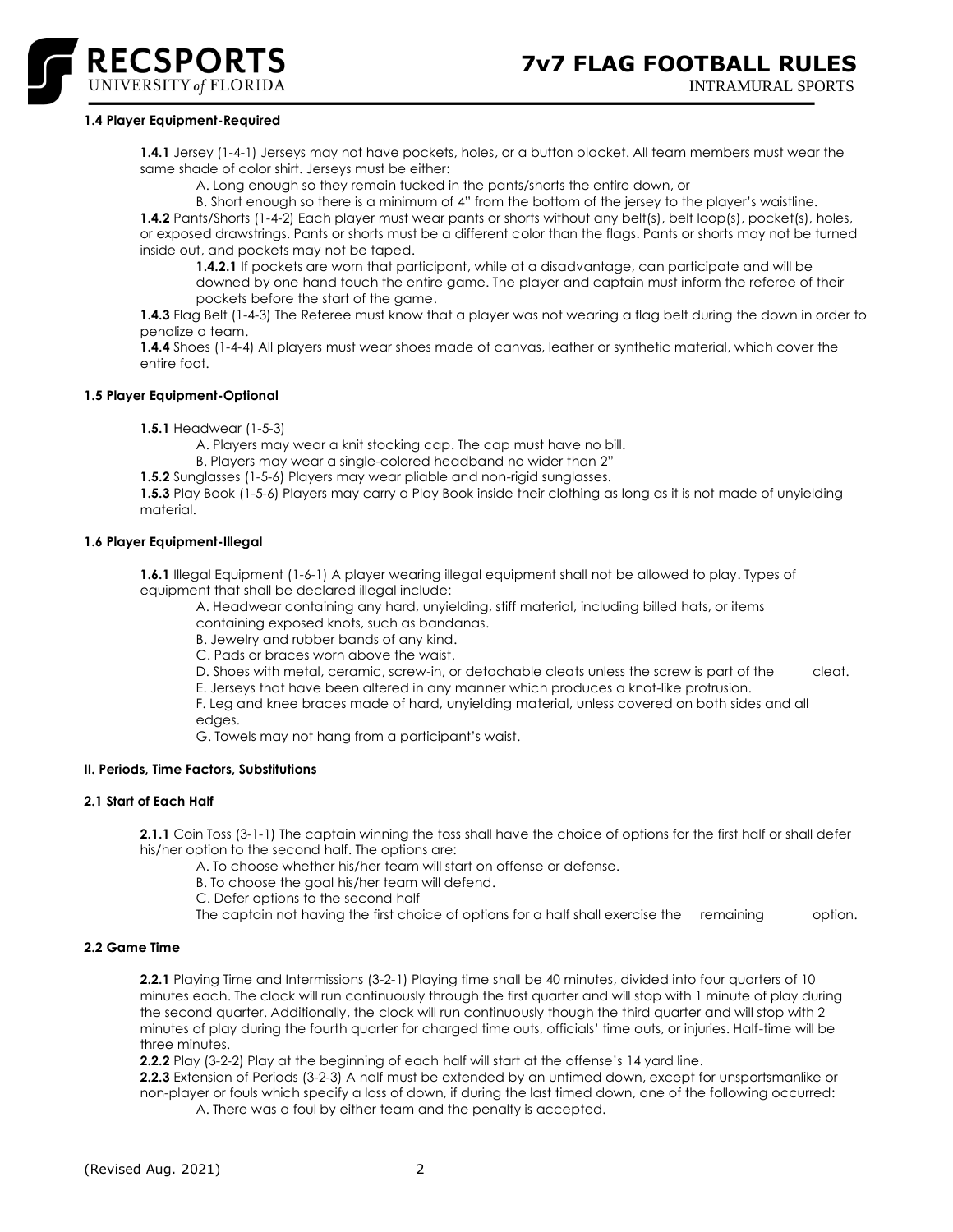#### 1.4 Player Equipment-Required

**1.4.1** Jersey (1-4-1) Jerseys may not have pockets, holes, or a button placket. All team members must wear the same shade of color shirt. Jerseys must be either:

A. Long enough so they remain tucked in the pants/shorts the entire down, or

B. Short enough so there is a minimum of 4" from the bottom of the jersey to the player's waistline.

**1.4.2** Pants/Shorts (1-4-2) Each player must wear pants or shorts without any belt(s), belt loop(s), pocket(s), holes, or exposed drawstrings. Pants or shorts must be a different color than the flags. Pants or shorts may not be turned inside out, and pockets may not be taped.

**1.4.2.1** If pockets are worn that participant, while at a disadvantage, can participate and will be downed by one hand touch the entire game. The player and captain must inform the referee of their pockets before the start of the game.

**1.4.3** Flag Belt (1-4-3) The Referee must know that a player was not wearing a flag belt during the down in order to penalize a team.

**1.4.4** Shoes (1-4-4) All players must wear shoes made of canvas, leather or synthetic material, which cover the entire foot.

#### 1.5 Player Equipment-Optional

**1.5.1** Headwear (1-5-3)

A. Players may wear a knit stocking cap. The cap must have no bill.

B. Players may wear a single-colored headband no wider than 2"

**1.5.2** Sunglasses (1-5-6) Players may wear pliable and non-rigid sunglasses.

**1.5.3** Play Book (1-5-6) Players may carry a Play Book inside their clothing as long as it is not made of unyielding material.

#### 1.6 Player Equipment-Illegal

**1.6.1** Illegal Equipment (1-6-1) A player wearing illegal equipment shall not be allowed to play. Types of equipment that shall be declared illegal include:

A. Headwear containing any hard, unyielding, stiff material, including billed hats, or items containing exposed knots, such as bandanas.

B. Jewelry and rubber bands of any kind.

C. Pads or braces worn above the waist.

D. Shoes with metal, ceramic, screw-in, or detachable cleats unless the screw is part of the cleat.

E. Jerseys that have been altered in any manner which produces a knot-like protrusion.

F. Leg and knee braces made of hard, unyielding material, unless covered on both sides and all edges.

G. Towels may not hang from a participant's waist.

### II. Periods, Time Factors, Substitutions

#### 2.1 Start of Each Half

**2.1.1** Coin Toss (3-1-1) The captain winning the toss shall have the choice of options for the first half or shall defer his/her option to the second half. The options are:

A. To choose whether his/her team will start on offense or defense.

B. To choose the goal his/her team will defend.

C. Defer options to the second half

The captain not having the first choice of options for a half shall exercise the remaining option.

#### 2.2 Game Time

**2.2.1** Playing Time and Intermissions (3-2-1) Playing time shall be 40 minutes, divided into four quarters of 10 minutes each. The clock will run continuously through the first quarter and will stop with 1 minute of play during the second quarter. Additionally, the clock will run continuously though the third quarter and will stop with 2 minutes of play during the fourth quarter for charged time outs, officials' time outs, or injuries. Half-time will be three minutes.

**2.2.2** Play (3-2-2) Play at the beginning of each half will start at the offense's 14 yard line.

**2.2.3** Extension of Periods (3-2-3) A half must be extended by an untimed down, except for unsportsmanlike or non-player or fouls which specify a loss of down, if during the last timed down, one of the following occurred:

A. There was a foul by either team and the penalty is accepted.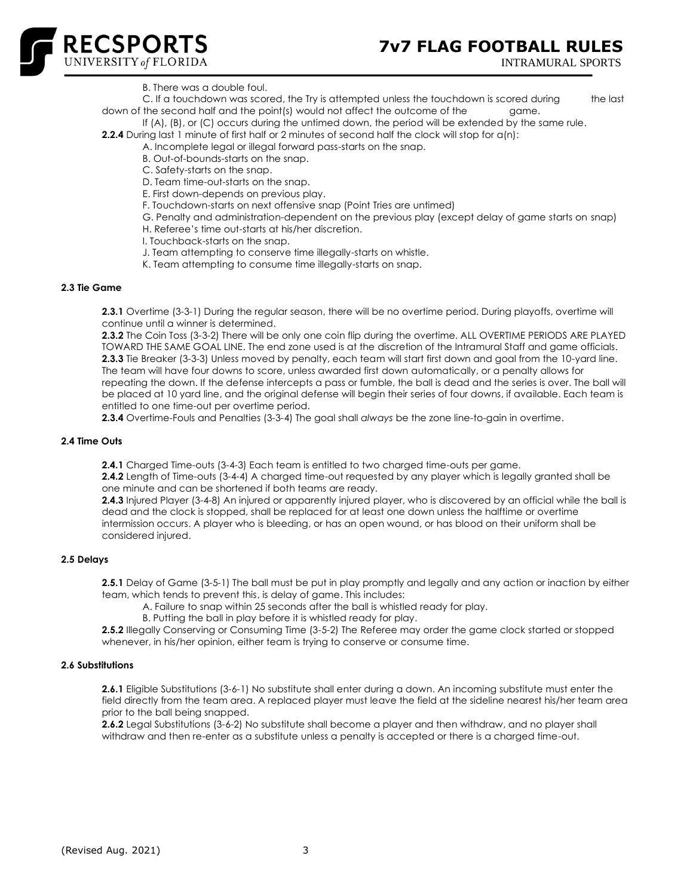B. There was a double foul.

C. If a touchdown was scored, the Try is attempted unless the touchdown is scored during the last down of the second half and the point(s) would not affect the outcome of the game.

If (A), (B), or (C) occurs during the untimed down, the period will be extended by the same rule.

**2.2.4** During last 1 minute of first half or 2 minutes of second half the clock will stop for a(n):

A. Incomplete legal or illegal forward pass-starts on the snap.
B. Out-of-bounds-starts on the snap.
C. Safety-starts on the snap.
D. Team time-out-starts on the snap.
E. First down-depends on previous play.
F. Touchdown-starts on next offensive snap (Point Tries are untimed)
G. Penalty and administration-dependent on the previous play (except delay of game starts on snap)
H. Referee's time out-starts at his/her discretion.
I. Touchback-starts on the snap.
J. Team attempting to conserve time illegally-starts on whistle.
K. Team attempting to consume time illegally-starts on snap.

#### 2.3 Tie Game

**2.3.1** Overtime (3-3-1) During the regular season, there will be no overtime period. During playoffs, overtime will continue until a winner is determined.

**2.3.2** The Coin Toss (3-3-2) There will be only one coin flip during the overtime. ALL OVERTIME PERIODS ARE PLAYED TOWARD THE SAME GOAL LINE. The end zone used is at the discretion of the Intramural Staff and game officials.

**2.3.3** Tie Breaker (3-3-3) Unless moved by penalty, each team will start first down and goal from the 10-yard line. The team will have four downs to score, unless awarded first down automatically, or a penalty allows for repeating the down. If the defense intercepts a pass or fumble, the ball is dead and the series is over. The ball will be placed at 10 yard line, and the original defense will begin their series of four downs, if available. Each team is entitled to one time-out per overtime period.

**2.3.4** Overtime-Fouls and Penalties (3-3-4) The goal shall *always* be the zone line-to-gain in overtime.

#### 2.4 Time Outs

**2.4.1** Charged Time-outs (3-4-3) Each team is entitled to two charged time-outs per game.

**2.4.2** Length of Time-outs (3-4-4) A charged time-out requested by any player which is legally granted shall be one minute and can be shortened if both teams are ready.

**2.4.3** Injured Player (3-4-8) An injured or apparently injured player, who is discovered by an official while the ball is dead and the clock is stopped, shall be replaced for at least one down unless the halftime or overtime intermission occurs. A player who is bleeding, or has an open wound, or has blood on their uniform shall be considered injured.

#### 2.5 Delays

**2.5.1** Delay of Game (3-5-1) The ball must be put in play promptly and legally and any action or inaction by either team, which tends to prevent this, is delay of game. This includes:

A. Failure to snap within 25 seconds after the ball is whistled ready for play.
B. Putting the ball in play before it is whistled ready for play.

**2.5.2** Illegally Conserving or Consuming Time (3-5-2) The Referee may order the game clock started or stopped whenever, in his/her opinion, either team is trying to conserve or consume time.

#### 2.6 Substitutions

**2.6.1** Eligible Substitutions (3-6-1) No substitute shall enter during a down. An incoming substitute must enter the field directly from the team area. A replaced player must leave the field at the sideline nearest his/her team area prior to the ball being snapped.

**2.6.2** Legal Substitutions (3-6-2) No substitute shall become a player and then withdraw, and no player shall withdraw and then re-enter as a substitute unless a penalty is accepted or there is a charged time-out.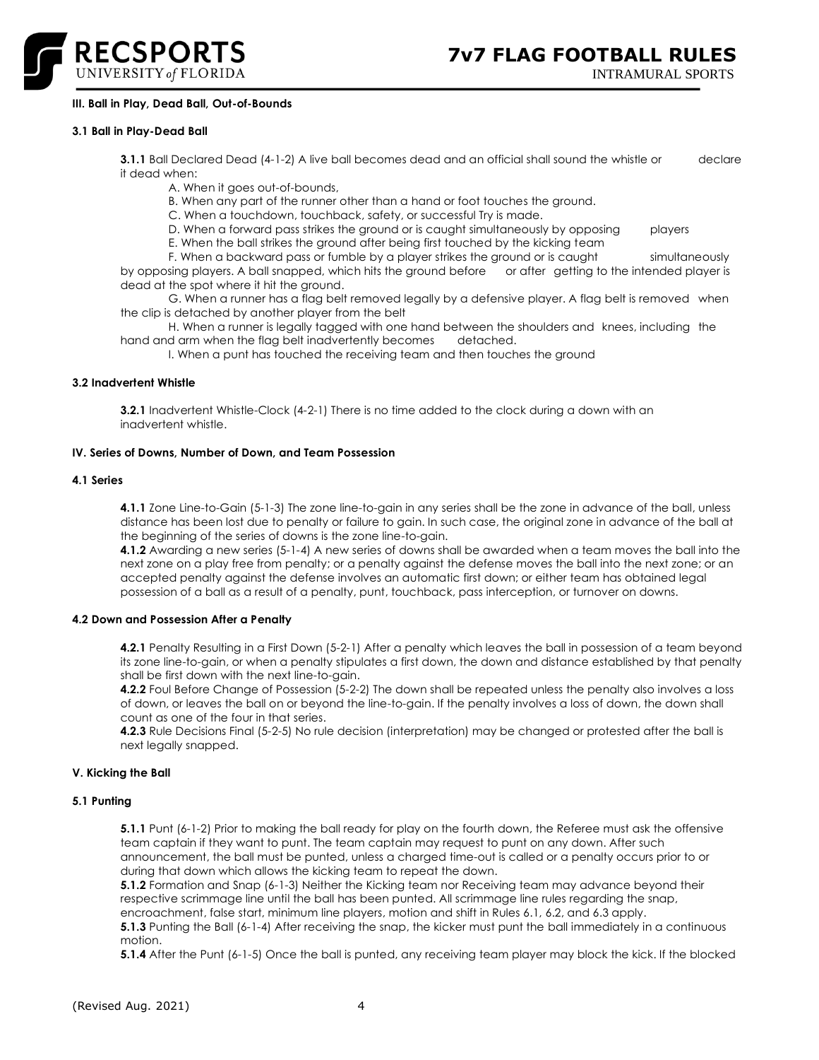**III. Ball in Play, Dead Ball, Out-of-Bounds**

**3.1 Ball in Play-Dead Ball**

**3.1.1** Ball Declared Dead (4-1-2) A live ball becomes dead and an official shall sound the whistle or declare it dead when:

A. When it goes out-of-bounds,

B. When any part of the runner other than a hand or foot touches the ground.

C. When a touchdown, touchback, safety, or successful Try is made.

D. When a forward pass strikes the ground or is caught simultaneously by opposing players

E. When the ball strikes the ground after being first touched by the kicking team

F. When a backward pass or fumble by a player strikes the ground or is caught simultaneously by opposing players. A ball snapped, which hits the ground before or after getting to the intended player is dead at the spot where it hit the ground.

G. When a runner has a flag belt removed legally by a defensive player. A flag belt is removed when the clip is detached by another player from the belt

H. When a runner is legally tagged with one hand between the shoulders and knees, including the hand and arm when the flag belt inadvertently becomes detached.

I. When a punt has touched the receiving team and then touches the ground

**3.2 Inadvertent Whistle**

**3.2.1** Inadvertent Whistle-Clock (4-2-1) There is no time added to the clock during a down with an inadvertent whistle.

**IV. Series of Downs, Number of Down, and Team Possession**

**4.1 Series**

**4.1.1** Zone Line-to-Gain (5-1-3) The zone line-to-gain in any series shall be the zone in advance of the ball, unless distance has been lost due to penalty or failure to gain. In such case, the original zone in advance of the ball at the beginning of the series of downs is the zone line-to-gain.

**4.1.2** Awarding a new series (5-1-4) A new series of downs shall be awarded when a team moves the ball into the next zone on a play free from penalty; or a penalty against the defense moves the ball into the next zone; or an accepted penalty against the defense involves an automatic first down; or either team has obtained legal possession of a ball as a result of a penalty, punt, touchback, pass interception, or turnover on downs.

**4.2 Down and Possession After a Penalty**

**4.2.1** Penalty Resulting in a First Down (5-2-1) After a penalty which leaves the ball in possession of a team beyond its zone line-to-gain, or when a penalty stipulates a first down, the down and distance established by that penalty shall be first down with the next line-to-gain.

**4.2.2** Foul Before Change of Possession (5-2-2) The down shall be repeated unless the penalty also involves a loss of down, or leaves the ball on or beyond the line-to-gain. If the penalty involves a loss of down, the down shall count as one of the four in that series.

**4.2.3** Rule Decisions Final (5-2-5) No rule decision (interpretation) may be changed or protested after the ball is next legally snapped.

**V. Kicking the Ball**

**5.1 Punting**

**5.1.1** Punt (6-1-2) Prior to making the ball ready for play on the fourth down, the Referee must ask the offensive team captain if they want to punt. The team captain may request to punt on any down. After such announcement, the ball must be punted, unless a charged time-out is called or a penalty occurs prior to or during that down which allows the kicking team to repeat the down.

**5.1.2** Formation and Snap (6-1-3) Neither the Kicking team nor Receiving team may advance beyond their respective scrimmage line until the ball has been punted. All scrimmage line rules regarding the snap, encroachment, false start, minimum line players, motion and shift in Rules 6.1, 6.2, and 6.3 apply.

**5.1.3** Punting the Ball (6-1-4) After receiving the snap, the kicker must punt the ball immediately in a continuous motion.

**5.1.4** After the Punt (6-1-5) Once the ball is punted, any receiving team player may block the kick. If the blocked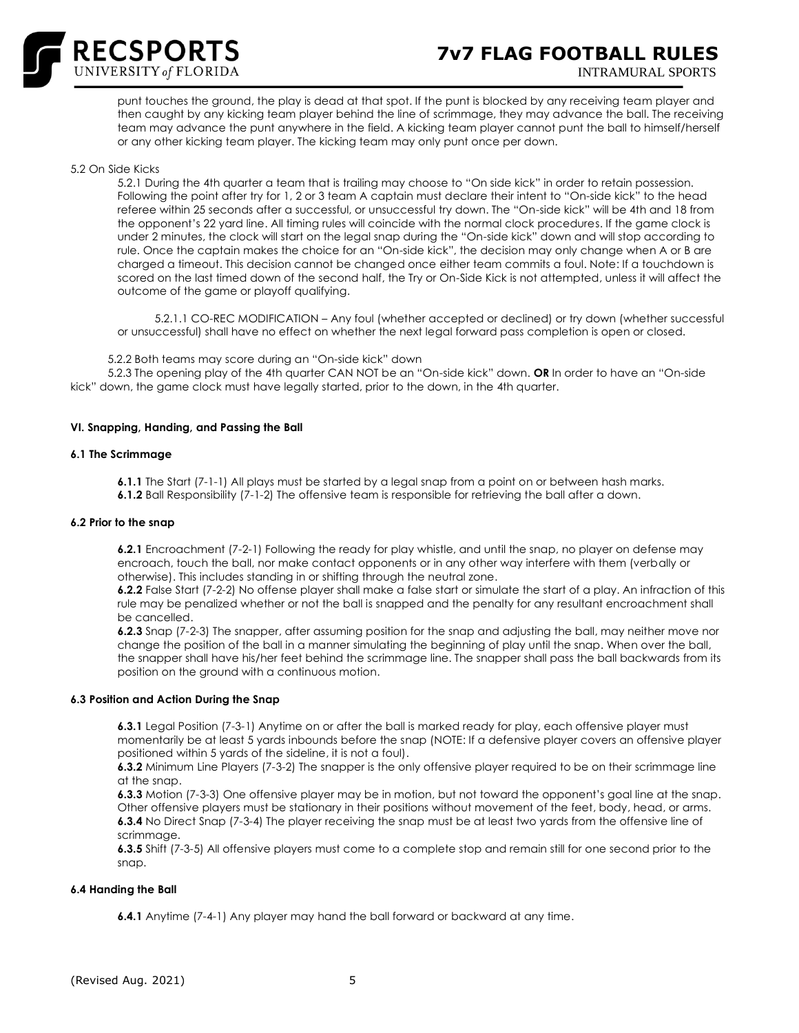punt touches the ground, the play is dead at that spot. If the punt is blocked by any receiving team player and then caught by any kicking team player behind the line of scrimmage, they may advance the ball. The receiving team may advance the punt anywhere in the field. A kicking team player cannot punt the ball to himself/herself or any other kicking team player. The kicking team may only punt once per down.

5.2 On Side Kicks

5.2.1 During the 4th quarter a team that is trailing may choose to "On side kick" in order to retain possession. Following the point after try for 1, 2 or 3 team A captain must declare their intent to "On-side kick" to the head referee within 25 seconds after a successful, or unsuccessful try down. The "On-side kick" will be 4th and 18 from the opponent's 22 yard line. All timing rules will coincide with the normal clock procedures. If the game clock is under 2 minutes, the clock will start on the legal snap during the "On-side kick" down and will stop according to rule. Once the captain makes the choice for an "On-side kick", the decision may only change when A or B are charged a timeout. This decision cannot be changed once either team commits a foul. Note: If a touchdown is scored on the last timed down of the second half, the Try or On-Side Kick is not attempted, unless it will affect the outcome of the game or playoff qualifying.

5.2.1.1 CO-REC MODIFICATION – Any foul (whether accepted or declined) or try down (whether successful or unsuccessful) shall have no effect on whether the next legal forward pass completion is open or closed.

5.2.2 Both teams may score during an "On-side kick" down

5.2.3 The opening play of the 4th quarter CAN NOT be an "On-side kick" down. **OR** In order to have an "On-side kick" down, the game clock must have legally started, prior to the down, in the 4th quarter.

### VI. Snapping, Handing, and Passing the Ball

#### 6.1 The Scrimmage

**6.1.1** The Start (7-1-1) All plays must be started by a legal snap from a point on or between hash marks.

**6.1.2** Ball Responsibility (7-1-2) The offensive team is responsible for retrieving the ball after a down.

#### 6.2 Prior to the snap

**6.2.1** Encroachment (7-2-1) Following the ready for play whistle, and until the snap, no player on defense may encroach, touch the ball, nor make contact opponents or in any other way interfere with them (verbally or otherwise). This includes standing in or shifting through the neutral zone.

**6.2.2** False Start (7-2-2) No offense player shall make a false start or simulate the start of a play. An infraction of this rule may be penalized whether or not the ball is snapped and the penalty for any resultant encroachment shall be cancelled.

**6.2.3** Snap (7-2-3) The snapper, after assuming position for the snap and adjusting the ball, may neither move nor change the position of the ball in a manner simulating the beginning of play until the snap. When over the ball, the snapper shall have his/her feet behind the scrimmage line. The snapper shall pass the ball backwards from its position on the ground with a continuous motion.

#### 6.3 Position and Action During the Snap

**6.3.1** Legal Position (7-3-1) Anytime on or after the ball is marked ready for play, each offensive player must momentarily be at least 5 yards inbounds before the snap (NOTE: If a defensive player covers an offensive player positioned within 5 yards of the sideline, it is not a foul).

**6.3.2** Minimum Line Players (7-3-2) The snapper is the only offensive player required to be on their scrimmage line at the snap.

**6.3.3** Motion (7-3-3) One offensive player may be in motion, but not toward the opponent's goal line at the snap. Other offensive players must be stationary in their positions without movement of the feet, body, head, or arms.

**6.3.4** No Direct Snap (7-3-4) The player receiving the snap must be at least two yards from the offensive line of scrimmage.

**6.3.5** Shift (7-3-5) All offensive players must come to a complete stop and remain still for one second prior to the snap.

#### 6.4 Handing the Ball

**6.4.1** Anytime (7-4-1) Any player may hand the ball forward or backward at any time.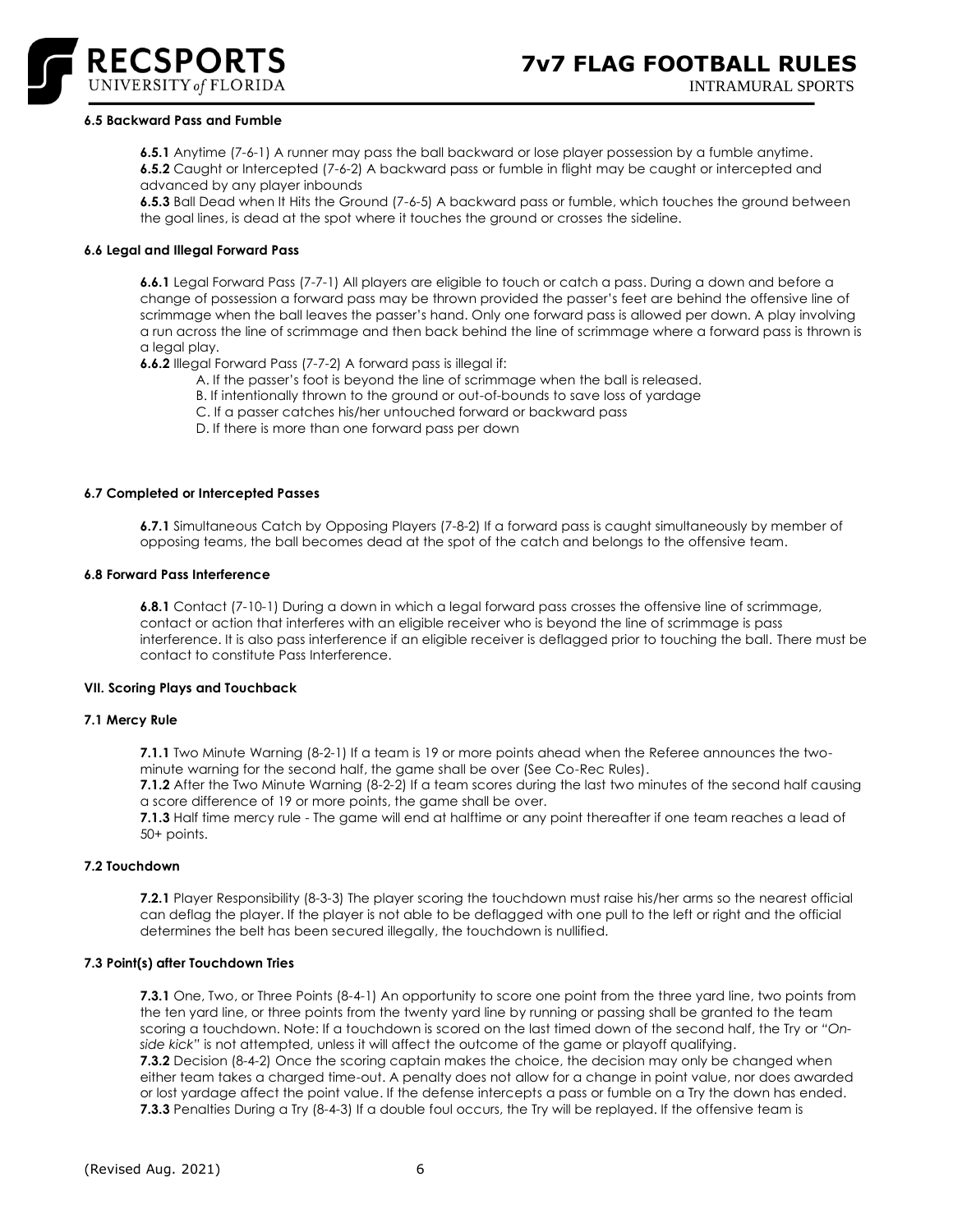#### 6.5 Backward Pass and Fumble

**6.5.1** Anytime (7-6-1) A runner may pass the ball backward or lose player possession by a fumble anytime.
**6.5.2** Caught or Intercepted (7-6-2) A backward pass or fumble in flight may be caught or intercepted and advanced by any player inbounds
**6.5.3** Ball Dead when It Hits the Ground (7-6-5) A backward pass or fumble, which touches the ground between the goal lines, is dead at the spot where it touches the ground or crosses the sideline.

#### 6.6 Legal and Illegal Forward Pass

**6.6.1** Legal Forward Pass (7-7-1) All players are eligible to touch or catch a pass. During a down and before a change of possession a forward pass may be thrown provided the passer's feet are behind the offensive line of scrimmage when the ball leaves the passer's hand. Only one forward pass is allowed per down. A play involving a run across the line of scrimmage and then back behind the line of scrimmage where a forward pass is thrown is a legal play.
**6.6.2** Illegal Forward Pass (7-7-2) A forward pass is illegal if:

A. If the passer's foot is beyond the line of scrimmage when the ball is released.
B. If intentionally thrown to the ground or out-of-bounds to save loss of yardage
C. If a passer catches his/her untouched forward or backward pass
D. If there is more than one forward pass per down

#### 6.7 Completed or Intercepted Passes

**6.7.1** Simultaneous Catch by Opposing Players (7-8-2) If a forward pass is caught simultaneously by member of opposing teams, the ball becomes dead at the spot of the catch and belongs to the offensive team.

#### 6.8 Forward Pass Interference

**6.8.1** Contact (7-10-1) During a down in which a legal forward pass crosses the offensive line of scrimmage, contact or action that interferes with an eligible receiver who is beyond the line of scrimmage is pass interference. It is also pass interference if an eligible receiver is deflagged prior to touching the ball. There must be contact to constitute Pass Interference.

### VII. Scoring Plays and Touchback

#### 7.1 Mercy Rule

**7.1.1** Two Minute Warning (8-2-1) If a team is 19 or more points ahead when the Referee announces the two-minute warning for the second half, the game shall be over (See Co-Rec Rules).
**7.1.2** After the Two Minute Warning (8-2-2) If a team scores during the last two minutes of the second half causing a score difference of 19 or more points, the game shall be over.
**7.1.3** Half time mercy rule - The game will end at halftime or any point thereafter if one team reaches a lead of 50+ points.

#### 7.2 Touchdown

**7.2.1** Player Responsibility (8-3-3) The player scoring the touchdown must raise his/her arms so the nearest official can deflag the player. If the player is not able to be deflagged with one pull to the left or right and the official determines the belt has been secured illegally, the touchdown is nullified.

#### 7.3 Point(s) after Touchdown Tries

**7.3.1** One, Two, or Three Points (8-4-1) An opportunity to score one point from the three yard line, two points from the ten yard line, or three points from the twenty yard line by running or passing shall be granted to the team scoring a touchdown. Note: If a touchdown is scored on the last timed down of the second half, the Try or *"On-side kick"* is not attempted, unless it will affect the outcome of the game or playoff qualifying.
**7.3.2** Decision (8-4-2) Once the scoring captain makes the choice, the decision may only be changed when either team takes a charged time-out. A penalty does not allow for a change in point value, nor does awarded or lost yardage affect the point value. If the defense intercepts a pass or fumble on a Try the down has ended.
**7.3.3** Penalties During a Try (8-4-3) If a double foul occurs, the Try will be replayed. If the offensive team is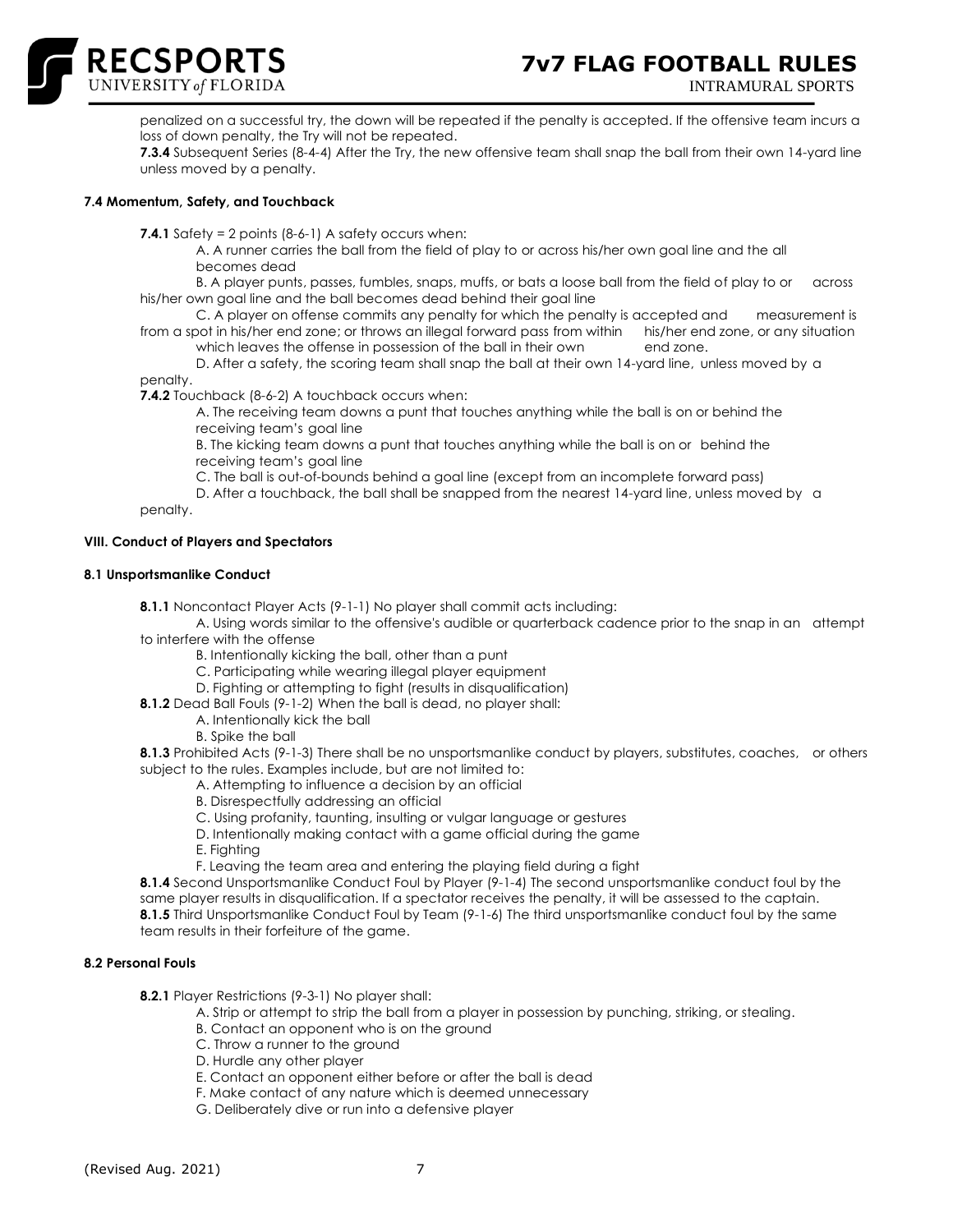penalized on a successful try, the down will be repeated if the penalty is accepted. If the offensive team incurs a loss of down penalty, the Try will not be repeated.

**7.3.4** Subsequent Series (8-4-4) After the Try, the new offensive team shall snap the ball from their own 14-yard line unless moved by a penalty.

#### 7.4 Momentum, Safety, and Touchback

**7.4.1** Safety = 2 points (8-6-1) A safety occurs when:

- A. A runner carries the ball from the field of play to or across his/her own goal line and the all becomes dead
- B. A player punts, passes, fumbles, snaps, muffs, or bats a loose ball from the field of play to or across his/her own goal line and the ball becomes dead behind their goal line
- C. A player on offense commits any penalty for which the penalty is accepted and measurement is from a spot in his/her end zone; or throws an illegal forward pass from within his/her end zone, or any situation which leaves the offense in possession of the ball in their own end zone.
- D. After a safety, the scoring team shall snap the ball at their own 14-yard line, unless moved by a penalty.

**7.4.2** Touchback (8-6-2) A touchback occurs when:

- A. The receiving team downs a punt that touches anything while the ball is on or behind the receiving team's goal line
- B. The kicking team downs a punt that touches anything while the ball is on or behind the receiving team's goal line
- C. The ball is out-of-bounds behind a goal line (except from an incomplete forward pass)
- D. After a touchback, the ball shall be snapped from the nearest 14-yard line, unless moved by a penalty.

### VIII. Conduct of Players and Spectators

#### 8.1 Unsportsmanlike Conduct

**8.1.1** Noncontact Player Acts (9-1-1) No player shall commit acts including:

- A. Using words similar to the offensive's audible or quarterback cadence prior to the snap in an attempt to interfere with the offense
- B. Intentionally kicking the ball, other than a punt
- C. Participating while wearing illegal player equipment
- D. Fighting or attempting to fight (results in disqualification)

**8.1.2** Dead Ball Fouls (9-1-2) When the ball is dead, no player shall:

- A. Intentionally kick the ball
- B. Spike the ball

**8.1.3** Prohibited Acts (9-1-3) There shall be no unsportsmanlike conduct by players, substitutes, coaches, or others subject to the rules. Examples include, but are not limited to:

- A. Attempting to influence a decision by an official
- B. Disrespectfully addressing an official
- C. Using profanity, taunting, insulting or vulgar language or gestures
- D. Intentionally making contact with a game official during the game
- E. Fighting
- F. Leaving the team area and entering the playing field during a fight

**8.1.4** Second Unsportsmanlike Conduct Foul by Player (9-1-4) The second unsportsmanlike conduct foul by the same player results in disqualification. If a spectator receives the penalty, it will be assessed to the captain.

**8.1.5** Third Unsportsmanlike Conduct Foul by Team (9-1-6) The third unsportsmanlike conduct foul by the same team results in their forfeiture of the game.

#### 8.2 Personal Fouls

**8.2.1** Player Restrictions (9-3-1) No player shall:

- A. Strip or attempt to strip the ball from a player in possession by punching, striking, or stealing.
- B. Contact an opponent who is on the ground
- C. Throw a runner to the ground
- D. Hurdle any other player
- E. Contact an opponent either before or after the ball is dead
- F. Make contact of any nature which is deemed unnecessary
- G. Deliberately dive or run into a defensive player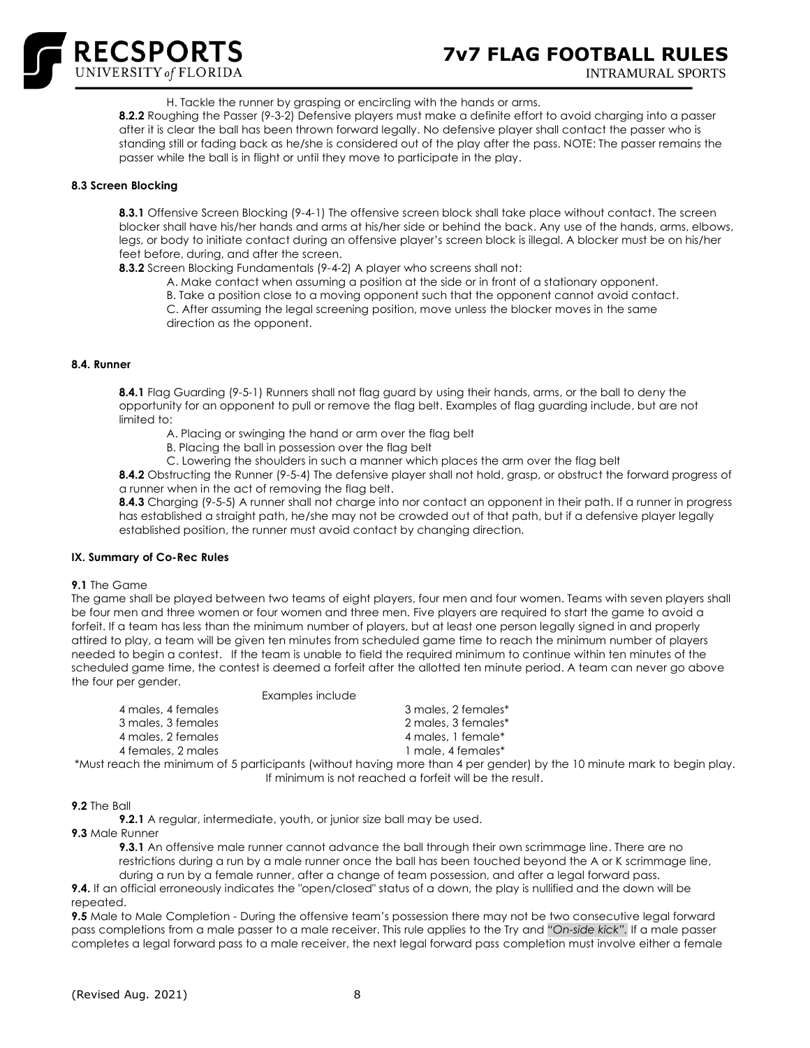H. Tackle the runner by grasping or encircling with the hands or arms.

**8.2.2** Roughing the Passer (9-3-2) Defensive players must make a definite effort to avoid charging into a passer after it is clear the ball has been thrown forward legally. No defensive player shall contact the passer who is standing still or fading back as he/she is considered out of the play after the pass. NOTE: The passer remains the passer while the ball is in flight or until they move to participate in the play.

#### 8.3 Screen Blocking

**8.3.1** Offensive Screen Blocking (9-4-1) The offensive screen block shall take place without contact. The screen blocker shall have his/her hands and arms at his/her side or behind the back. Any use of the hands, arms, elbows, legs, or body to initiate contact during an offensive player's screen block is illegal. A blocker must be on his/her feet before, during, and after the screen.

**8.3.2** Screen Blocking Fundamentals (9-4-2) A player who screens shall not:

A. Make contact when assuming a position at the side or in front of a stationary opponent.
B. Take a position close to a moving opponent such that the opponent cannot avoid contact.
C. After assuming the legal screening position, move unless the blocker moves in the same direction as the opponent.

#### 8.4. Runner

**8.4.1** Flag Guarding (9-5-1) Runners shall not flag guard by using their hands, arms, or the ball to deny the opportunity for an opponent to pull or remove the flag belt. Examples of flag guarding include, but are not limited to:

A. Placing or swinging the hand or arm over the flag belt
B. Placing the ball in possession over the flag belt
C. Lowering the shoulders in such a manner which places the arm over the flag belt

**8.4.2** Obstructing the Runner (9-5-4) The defensive player shall not hold, grasp, or obstruct the forward progress of a runner when in the act of removing the flag belt.

**8.4.3** Charging (9-5-5) A runner shall not charge into nor contact an opponent in their path. If a runner in progress has established a straight path, he/she may not be crowded out of that path, but if a defensive player legally established position, the runner must avoid contact by changing direction.

### IX. Summary of Co-Rec Rules

**9.1** The Game

The game shall be played between two teams of eight players, four men and four women. Teams with seven players shall be four men and three women or four women and three men. Five players are required to start the game to avoid a forfeit. If a team has less than the minimum number of players, but at least one person legally signed in and properly attired to play, a team will be given ten minutes from scheduled game time to reach the minimum number of players needed to begin a contest. If the team is unable to field the required minimum to continue within ten minutes of the scheduled game time, the contest is deemed a forfeit after the allotted ten minute period. A team can never go above the four per gender.

Examples include

| | |
|---|---|
| 4 males, 4 females | 3 males, 2 females* |
| 3 males, 3 females | 2 males, 3 females* |
| 4 males, 2 females | 4 males, 1 female* |
| 4 females, 2 males | 1 male, 4 females* |

*Must reach the minimum of 5 participants (without having more than 4 per gender) by the 10 minute mark to begin play. If minimum is not reached a forfeit will be the result.

**9.2** The Ball

**9.2.1** A regular, intermediate, youth, or junior size ball may be used.

**9.3** Male Runner

**9.3.1** An offensive male runner cannot advance the ball through their own scrimmage line. There are no restrictions during a run by a male runner once the ball has been touched beyond the A or K scrimmage line, during a run by a female runner, after a change of team possession, and after a legal forward pass.

**9.4.** If an official erroneously indicates the "open/closed" status of a down, the play is nullified and the down will be repeated.

**9.5** Male to Male Completion - During the offensive team's possession there may not be two consecutive legal forward pass completions from a male passer to a male receiver. This rule applies to the Try and *"On-side kick"*. If a male passer completes a legal forward pass to a male receiver, the next legal forward pass completion must involve either a female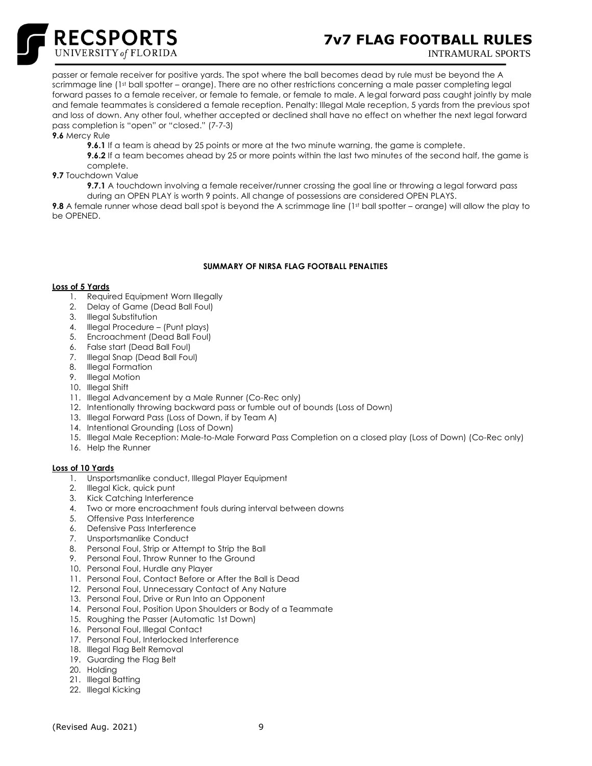passer or female receiver for positive yards. The spot where the ball becomes dead by rule must be beyond the A scrimmage line (1st ball spotter – orange). There are no other restrictions concerning a male passer completing legal forward passes to a female receiver, or female to female, or female to male. A legal forward pass caught jointly by male and female teammates is considered a female reception. Penalty: Illegal Male reception, 5 yards from the previous spot and loss of down. Any other foul, whether accepted or declined shall have no effect on whether the next legal forward pass completion is "open" or "closed." (7-7-3)

**9.6** Mercy Rule

**9.6.1** If a team is ahead by 25 points or more at the two minute warning, the game is complete.

**9.6.2** If a team becomes ahead by 25 or more points within the last two minutes of the second half, the game is complete.

**9.7** Touchdown Value

**9.7.1** A touchdown involving a female receiver/runner crossing the goal line or throwing a legal forward pass during an OPEN PLAY is worth 9 points. All change of possessions are considered OPEN PLAYS.

**9.8** A female runner whose dead ball spot is beyond the A scrimmage line (1st ball spotter – orange) will allow the play to be OPENED.

**SUMMARY OF NIRSA FLAG FOOTBALL PENALTIES**

**Loss of 5 Yards**

1. Required Equipment Worn Illegally
2. Delay of Game (Dead Ball Foul)
3. Illegal Substitution
4. Illegal Procedure – (Punt plays)
5. Encroachment (Dead Ball Foul)
6. False start (Dead Ball Foul)
7. Illegal Snap (Dead Ball Foul)
8. Illegal Formation
9. Illegal Motion
10. Illegal Shift
11. Illegal Advancement by a Male Runner (Co-Rec only)
12. Intentionally throwing backward pass or fumble out of bounds (Loss of Down)
13. Illegal Forward Pass (Loss of Down, if by Team A)
14. Intentional Grounding (Loss of Down)
15. Illegal Male Reception: Male-to-Male Forward Pass Completion on a closed play (Loss of Down) (Co-Rec only)
16. Help the Runner

**Loss of 10 Yards**

1. Unsportsmanlike conduct, Illegal Player Equipment
2. Illegal Kick, quick punt
3. Kick Catching Interference
4. Two or more encroachment fouls during interval between downs
5. Offensive Pass Interference
6. Defensive Pass Interference
7. Unsportsmanlike Conduct
8. Personal Foul, Strip or Attempt to Strip the Ball
9. Personal Foul, Throw Runner to the Ground
10. Personal Foul, Hurdle any Player
11. Personal Foul, Contact Before or After the Ball is Dead
12. Personal Foul, Unnecessary Contact of Any Nature
13. Personal Foul, Drive or Run Into an Opponent
14. Personal Foul, Position Upon Shoulders or Body of a Teammate
15. Roughing the Passer (Automatic 1st Down)
16. Personal Foul, Illegal Contact
17. Personal Foul, Interlocked Interference
18. Illegal Flag Belt Removal
19. Guarding the Flag Belt
20. Holding
21. Illegal Batting
22. Illegal Kicking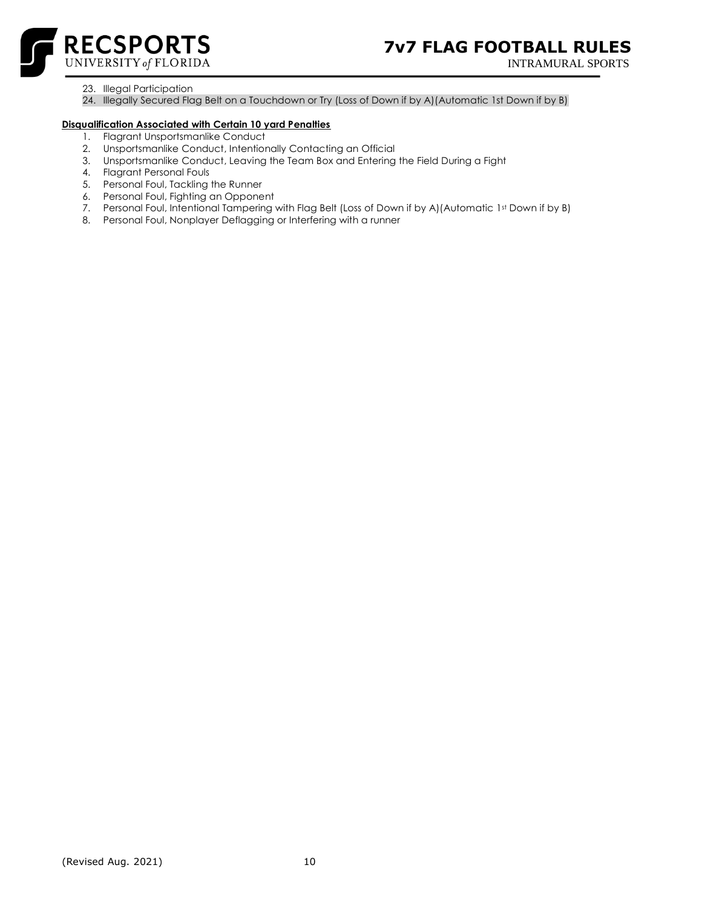23. Illegal Participation
24. Illegally Secured Flag Belt on a Touchdown or Try (Loss of Down if by A)(Automatic 1st Down if by B)

**Disqualification Associated with Certain 10 yard Penalties**

1. Flagrant Unsportsmanlike Conduct
2. Unsportsmanlike Conduct, Intentionally Contacting an Official
3. Unsportsmanlike Conduct, Leaving the Team Box and Entering the Field During a Fight
4. Flagrant Personal Fouls
5. Personal Foul, Tackling the Runner
6. Personal Foul, Fighting an Opponent
7. Personal Foul, Intentional Tampering with Flag Belt (Loss of Down if by A)(Automatic 1st Down if by B)
8. Personal Foul, Nonplayer Deflagging or Interfering with a runner

(Revised Aug. 2021)